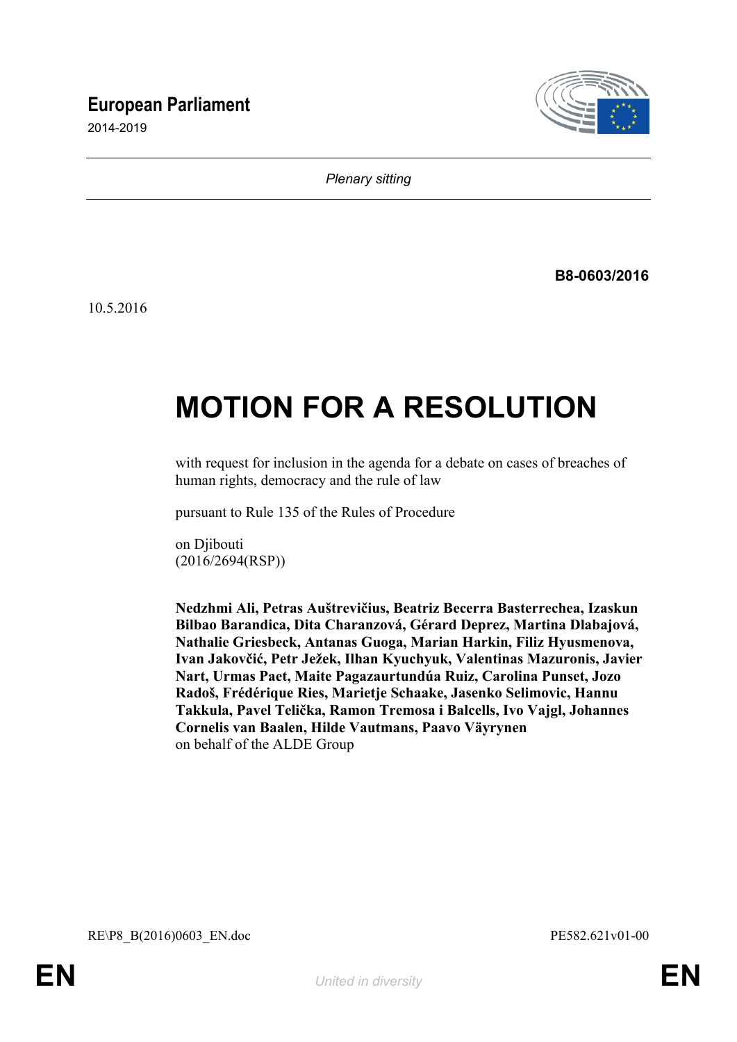**European Parliament**

2014-2019

*Plenary sitting*

**B8-0603/2016**

10.5.2016

# MOTION FOR A RESOLUTION

with request for inclusion in the agenda for a debate on cases of breaches of human rights, democracy and the rule of law

pursuant to Rule 135 of the Rules of Procedure

on Djibouti
(2016/2694(RSP))

**Nedzhmi Ali, Petras Auštrevičius, Beatriz Becerra Basterrechea, Izaskun Bilbao Barandica, Dita Charanzová, Gérard Deprez, Martina Dlabajová, Nathalie Griesbeck, Antanas Guoga, Marian Harkin, Filiz Hyusmenova, Ivan Jakovčić, Petr Ježek, Ilhan Kyuchyuk, Valentinas Mazuronis, Javier Nart, Urmas Paet, Maite Pagazaurtundúa Ruiz, Carolina Punset, Jozo Radoš, Frédérique Ries, Marietje Schaake, Jasenko Selimovic, Hannu Takkula, Pavel Telička, Ramon Tremosa i Balcells, Ivo Vajgl, Johannes Cornelis van Baalen, Hilde Vautmans, Paavo Väyrynen**
on behalf of the ALDE Group

RE\P8_B(2016)0603_EN.doc PE582.621v01-00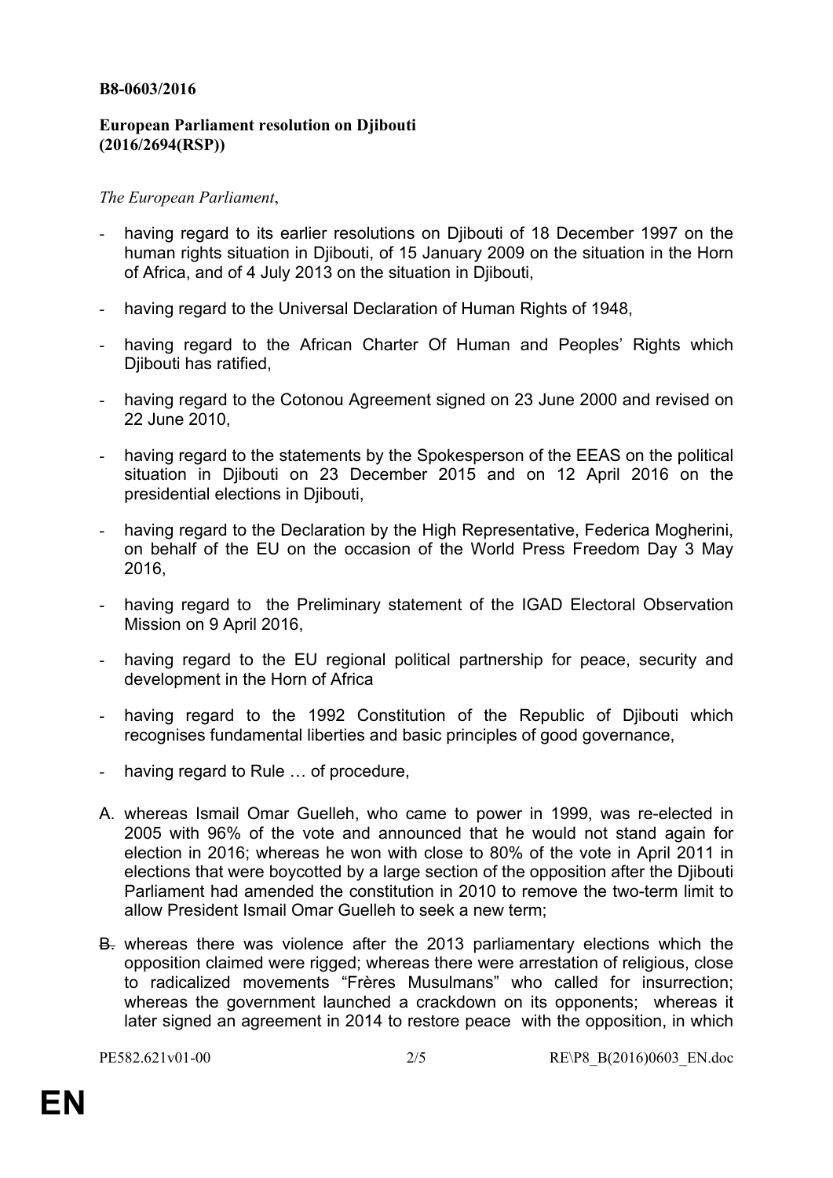**B8-0603/2016**

**European Parliament resolution on Djibouti (2016/2694(RSP))**

*The European Parliament*,

- having regard to its earlier resolutions on Djibouti of 18 December 1997 on the human rights situation in Djibouti, of 15 January 2009 on the situation in the Horn of Africa, and of 4 July 2013 on the situation in Djibouti,
- having regard to the Universal Declaration of Human Rights of 1948,
- having regard to the African Charter Of Human and Peoples' Rights which Djibouti has ratified,
- having regard to the Cotonou Agreement signed on 23 June 2000 and revised on 22 June 2010,
- having regard to the statements by the Spokesperson of the EEAS on the political situation in Djibouti on 23 December 2015 and on 12 April 2016 on the presidential elections in Djibouti,
- having regard to the Declaration by the High Representative, Federica Mogherini, on behalf of the EU on the occasion of the World Press Freedom Day 3 May 2016,
- having regard to the Preliminary statement of the IGAD Electoral Observation Mission on 9 April 2016,
- having regard to the EU regional political partnership for peace, security and development in the Horn of Africa
- having regard to the 1992 Constitution of the Republic of Djibouti which recognises fundamental liberties and basic principles of good governance,
- having regard to Rule … of procedure,

A. whereas Ismail Omar Guelleh, who came to power in 1999, was re-elected in 2005 with 96% of the vote and announced that he would not stand again for election in 2016; whereas he won with close to 80% of the vote in April 2011 in elections that were boycotted by a large section of the opposition after the Djibouti Parliament had amended the constitution in 2010 to remove the two-term limit to allow President Ismail Omar Guelleh to seek a new term;

~~B.~~ whereas there was violence after the 2013 parliamentary elections which the opposition claimed were rigged; whereas there were arrestation of religious, close to radicalized movements "Frères Musulmans" who called for insurrection; whereas the government launched a crackdown on its opponents; whereas it later signed an agreement in 2014 to restore peace with the opposition, in which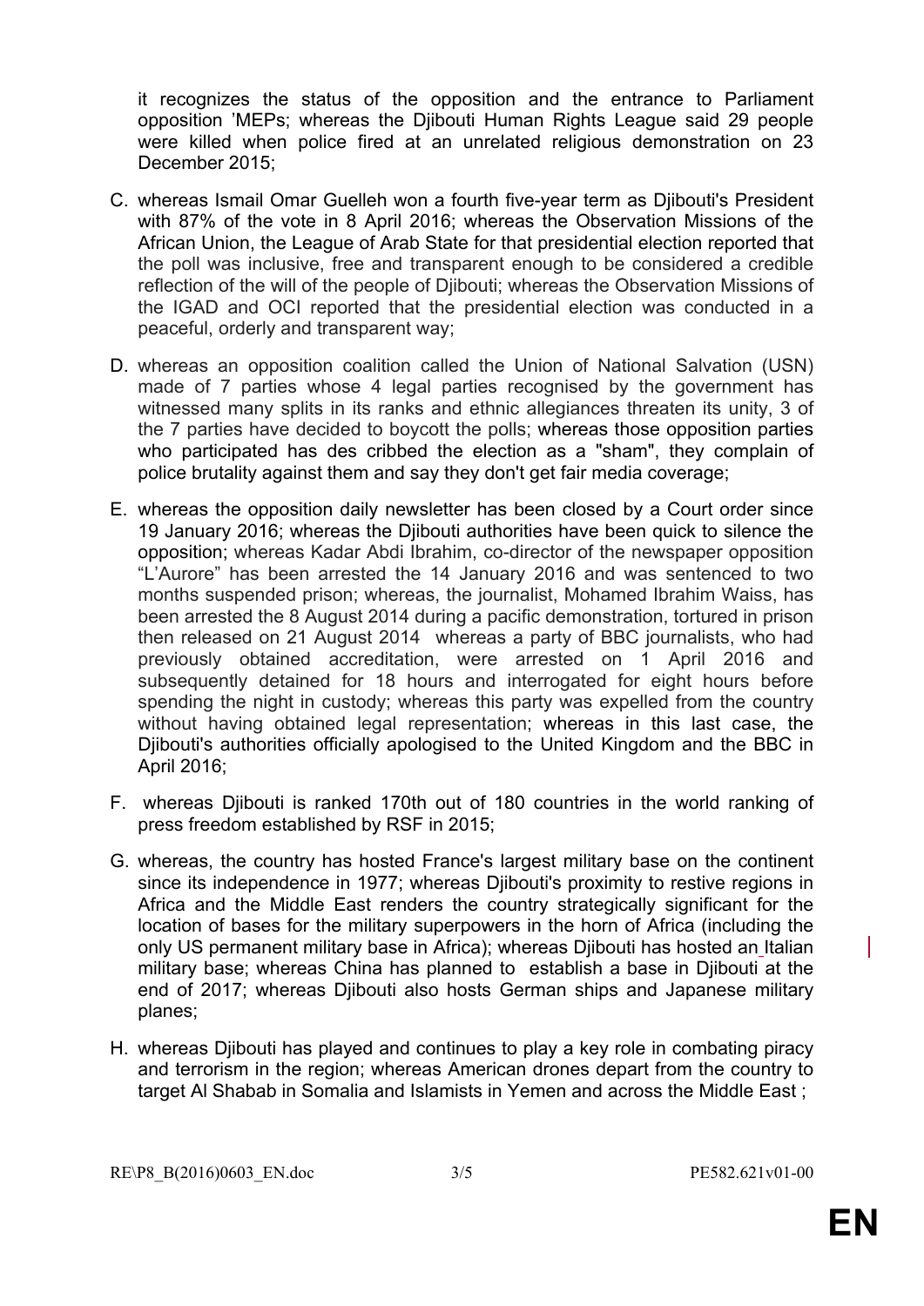it recognizes the status of the opposition and the entrance to Parliament opposition 'MEPs; whereas the Djibouti Human Rights League said 29 people were killed when police fired at an unrelated religious demonstration on 23 December 2015;

C. whereas Ismail Omar Guelleh won a fourth five-year term as Djibouti's President with 87% of the vote in 8 April 2016; whereas the Observation Missions of the African Union, the League of Arab State for that presidential election reported that the poll was inclusive, free and transparent enough to be considered a credible reflection of the will of the people of Djibouti; whereas the Observation Missions of the IGAD and OCI reported that the presidential election was conducted in a peaceful, orderly and transparent way;

D. whereas an opposition coalition called the Union of National Salvation (USN) made of 7 parties whose 4 legal parties recognised by the government has witnessed many splits in its ranks and ethnic allegiances threaten its unity, 3 of the 7 parties have decided to boycott the polls; whereas those opposition parties who participated has des cribbed the election as a "sham", they complain of police brutality against them and say they don't get fair media coverage;

E. whereas the opposition daily newsletter has been closed by a Court order since 19 January 2016; whereas the Djibouti authorities have been quick to silence the opposition; whereas Kadar Abdi Ibrahim, co-director of the newspaper opposition "L'Aurore" has been arrested the 14 January 2016 and was sentenced to two months suspended prison; whereas, the journalist, Mohamed Ibrahim Waiss, has been arrested the 8 August 2014 during a pacific demonstration, tortured in prison then released on 21 August 2014 whereas a party of BBC journalists, who had previously obtained accreditation, were arrested on 1 April 2016 and subsequently detained for 18 hours and interrogated for eight hours before spending the night in custody; whereas this party was expelled from the country without having obtained legal representation; whereas in this last case, the Djibouti's authorities officially apologised to the United Kingdom and the BBC in April 2016;

F. whereas Djibouti is ranked 170th out of 180 countries in the world ranking of press freedom established by RSF in 2015;

G. whereas, the country has hosted France's largest military base on the continent since its independence in 1977; whereas Djibouti's proximity to restive regions in Africa and the Middle East renders the country strategically significant for the location of bases for the military superpowers in the horn of Africa (including the only US permanent military base in Africa); whereas Djibouti has hosted an Italian military base; whereas China has planned to establish a base in Djibouti at the end of 2017; whereas Djibouti also hosts German ships and Japanese military planes;

H. whereas Djibouti has played and continues to play a key role in combating piracy and terrorism in the region; whereas American drones depart from the country to target Al Shabab in Somalia and Islamists in Yemen and across the Middle East ;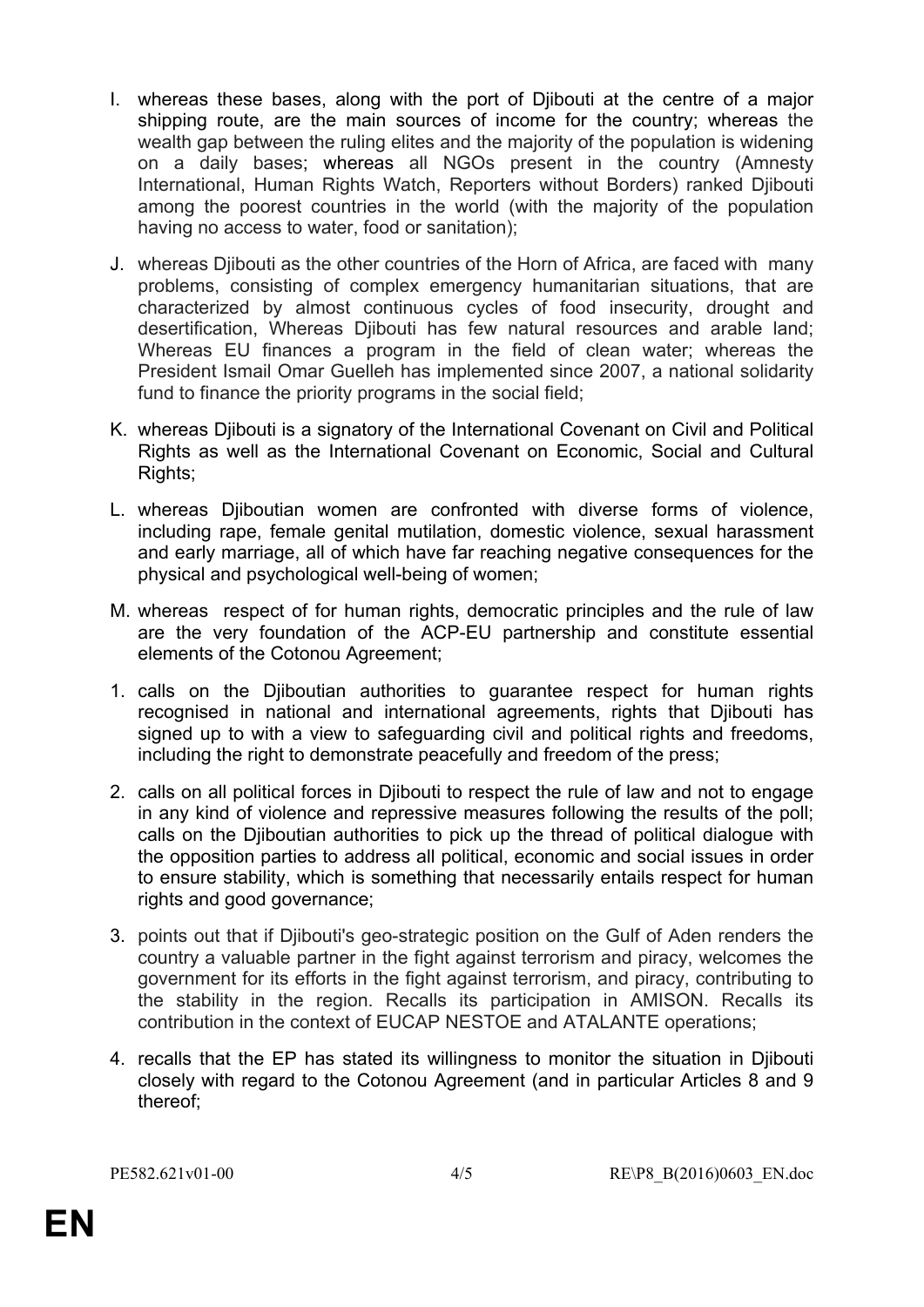I. whereas these bases, along with the port of Djibouti at the centre of a major shipping route, are the main sources of income for the country; whereas the wealth gap between the ruling elites and the majority of the population is widening on a daily bases; whereas all NGOs present in the country (Amnesty International, Human Rights Watch, Reporters without Borders) ranked Djibouti among the poorest countries in the world (with the majority of the population having no access to water, food or sanitation);

J. whereas Djibouti as the other countries of the Horn of Africa, are faced with many problems, consisting of complex emergency humanitarian situations, that are characterized by almost continuous cycles of food insecurity, drought and desertification, Whereas Djibouti has few natural resources and arable land; Whereas EU finances a program in the field of clean water; whereas the President Ismail Omar Guelleh has implemented since 2007, a national solidarity fund to finance the priority programs in the social field;

K. whereas Djibouti is a signatory of the International Covenant on Civil and Political Rights as well as the International Covenant on Economic, Social and Cultural Rights;

L. whereas Djiboutian women are confronted with diverse forms of violence, including rape, female genital mutilation, domestic violence, sexual harassment and early marriage, all of which have far reaching negative consequences for the physical and psychological well-being of women;

M. whereas respect of for human rights, democratic principles and the rule of law are the very foundation of the ACP-EU partnership and constitute essential elements of the Cotonou Agreement;

1. calls on the Djiboutian authorities to guarantee respect for human rights recognised in national and international agreements, rights that Djibouti has signed up to with a view to safeguarding civil and political rights and freedoms, including the right to demonstrate peacefully and freedom of the press;

2. calls on all political forces in Djibouti to respect the rule of law and not to engage in any kind of violence and repressive measures following the results of the poll; calls on the Djiboutian authorities to pick up the thread of political dialogue with the opposition parties to address all political, economic and social issues in order to ensure stability, which is something that necessarily entails respect for human rights and good governance;

3. points out that if Djibouti's geo-strategic position on the Gulf of Aden renders the country a valuable partner in the fight against terrorism and piracy, welcomes the government for its efforts in the fight against terrorism, and piracy, contributing to the stability in the region. Recalls its participation in AMISON. Recalls its contribution in the context of EUCAP NESTOE and ATALANTE operations;

4. recalls that the EP has stated its willingness to monitor the situation in Djibouti closely with regard to the Cotonou Agreement (and in particular Articles 8 and 9 thereof;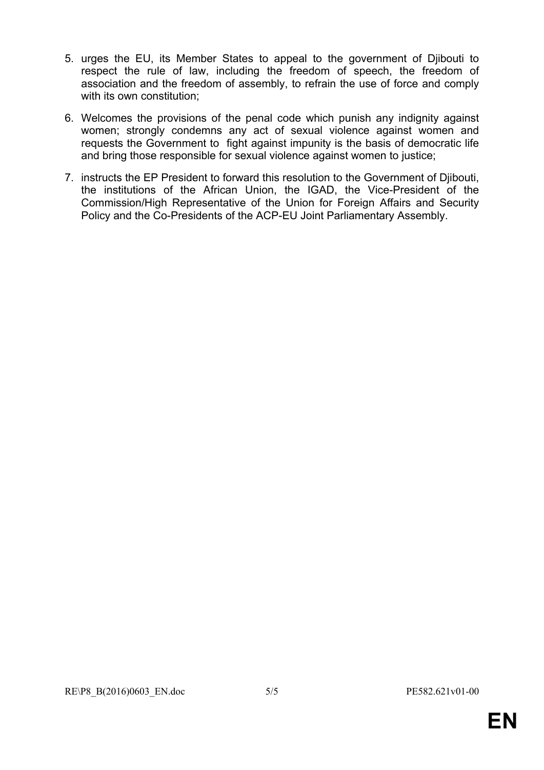5. urges the EU, its Member States to appeal to the government of Djibouti to respect the rule of law, including the freedom of speech, the freedom of association and the freedom of assembly, to refrain the use of force and comply with its own constitution;

6. Welcomes the provisions of the penal code which punish any indignity against women; strongly condemns any act of sexual violence against women and requests the Government to fight against impunity is the basis of democratic life and bring those responsible for sexual violence against women to justice;

7. instructs the EP President to forward this resolution to the Government of Djibouti, the institutions of the African Union, the IGAD, the Vice-President of the Commission/High Representative of the Union for Foreign Affairs and Security Policy and the Co-Presidents of the ACP-EU Joint Parliamentary Assembly.